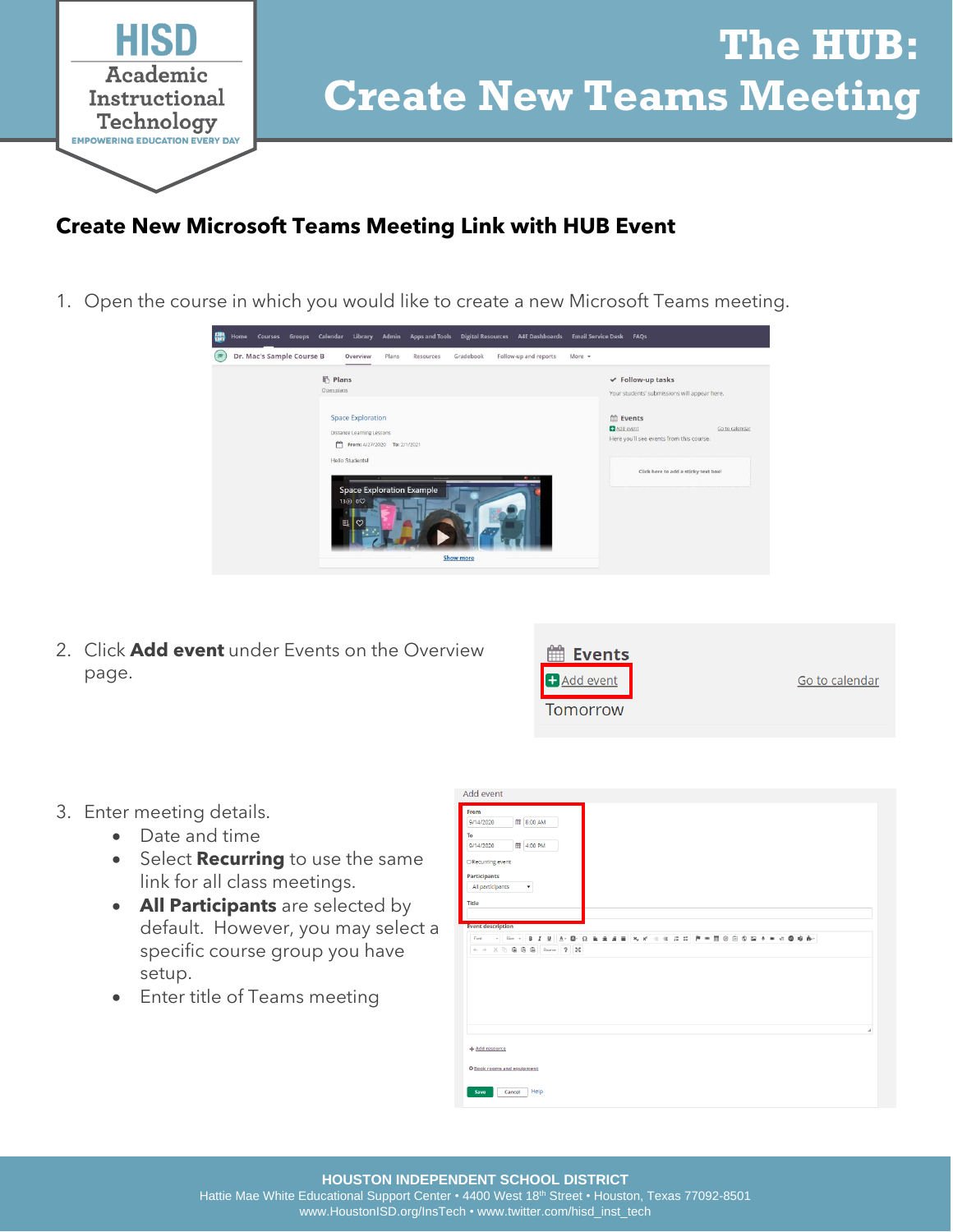# The HUB: Create New Teams Meeting

## Create New Microsoft Teams Meeting Link with HUB Event

1. Open the course in which you would like to create a new Microsoft Teams meeting.

2. Click **Add event** under Events on the Overview page.

3. Enter meeting details.
    - Date and time
    - Select **Recurring** to use the same link for all class meetings.
    - **All Participants** are selected by default. However, you may select a specific course group you have setup.
    - Enter title of Teams meeting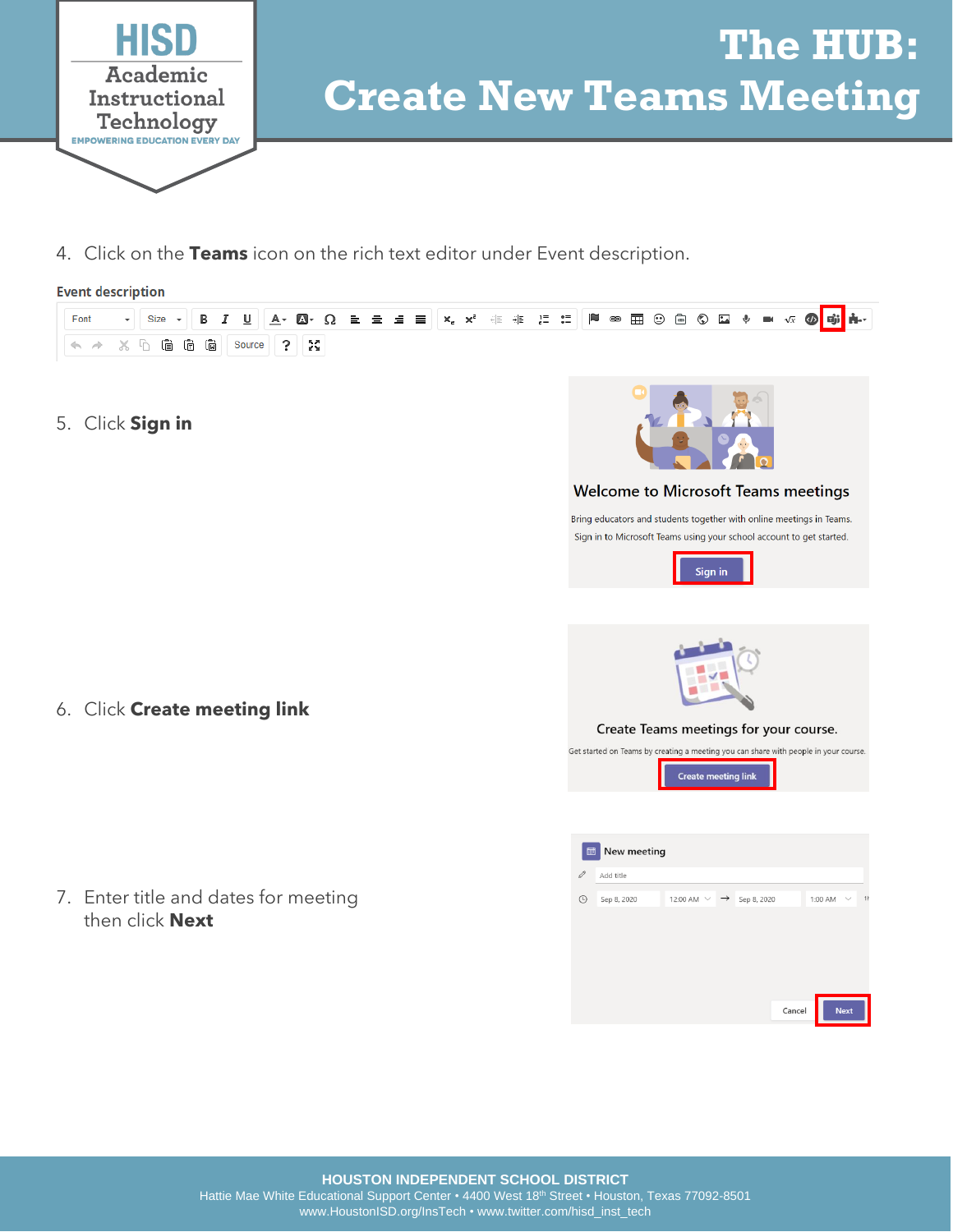4. Click on the **Teams** icon on the rich text editor under Event description.

5. Click **Sign in**

6. Click **Create meeting link**

7. Enter title and dates for meeting then click **Next**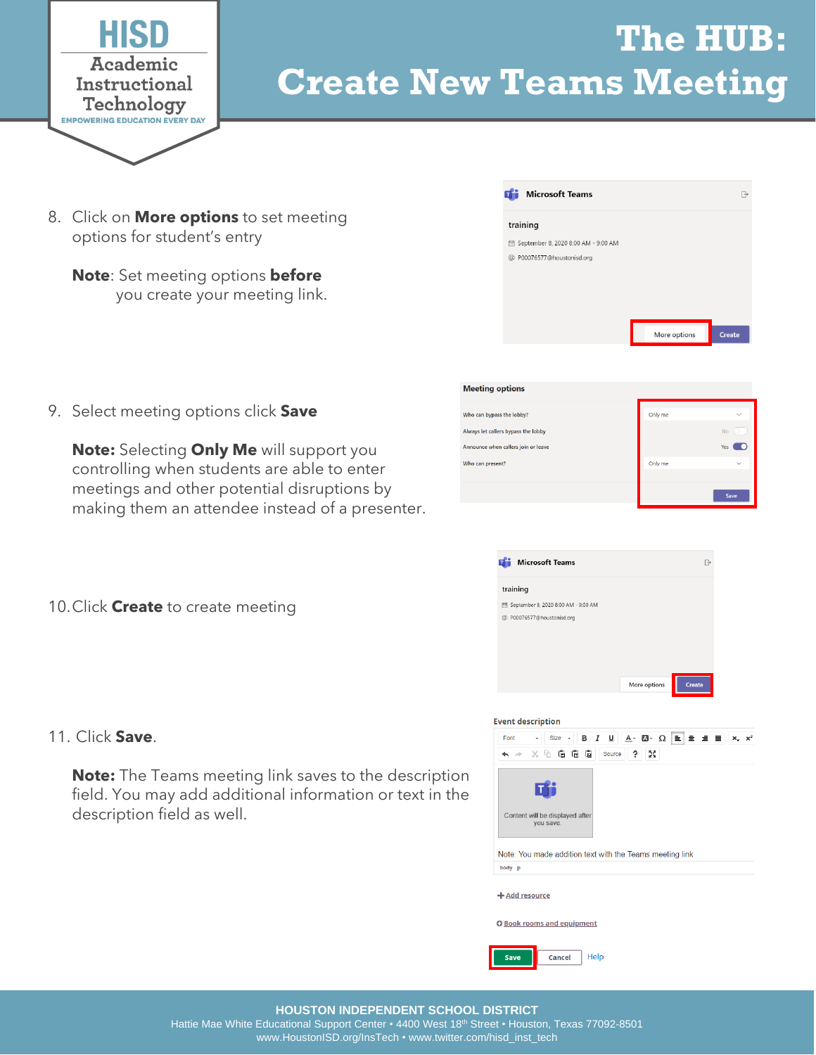# The HUB: Create New Teams Meeting

8. Click on **More options** to set meeting options for student's entry

   **Note**: Set meeting options **before** you create your meeting link.

9. Select meeting options click **Save**

   **Note: ** Selecting **Only Me** will support you controlling when students are able to enter meetings and other potential disruptions by making them an attendee instead of a presenter.

10. Click **Create** to create meeting

11. Click **Save**.

    **Note:** The Teams meeting link saves to the description field. You may add additional information or text in the description field as well.